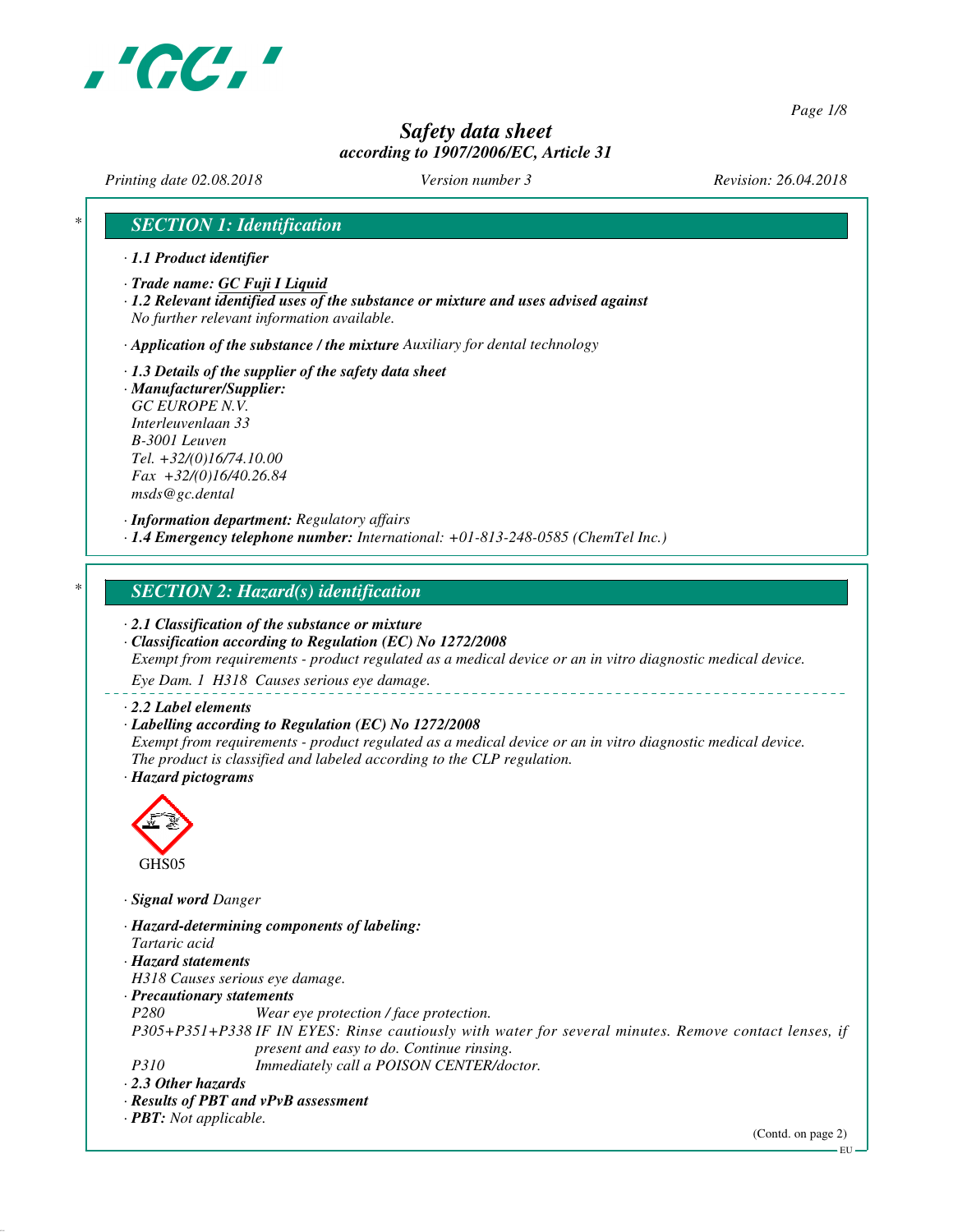# Safety data sheet
*according to 1907/2006/EC, Article 31*

*Printing date 02.08.2018* *Version number 3* *Revision: 26.04.2018*

## SECTION 1: Identification

· **1.1 Product identifier**

· **Trade name: GC Fuji I Liquid**

· **1.2 Relevant identified uses of the substance or mixture and uses advised against**
No further relevant information available.

· **Application of the substance / the mixture** Auxiliary for dental technology

· **1.3 Details of the supplier of the safety data sheet**

· **Manufacturer/Supplier:**
GC EUROPE N.V.
Interleuvenlaan 33
B-3001 Leuven
Tel. +32/(0)16/74.10.00
Fax +32/(0)16/40.26.84
msds@gc.dental

· **Information department:** Regulatory affairs

· **1.4 Emergency telephone number:** International: +01-813-248-0585 (ChemTel Inc.)

## SECTION 2: Hazard(s) identification

· **2.1 Classification of the substance or mixture**

· **Classification according to Regulation (EC) No 1272/2008**
Exempt from requirements - product regulated as a medical device or an in vitro diagnostic medical device.

Eye Dam. 1 H318 Causes serious eye damage.

· **2.2 Label elements**

· **Labelling according to Regulation (EC) No 1272/2008**
Exempt from requirements - product regulated as a medical device or an in vitro diagnostic medical device.
The product is classified and labeled according to the CLP regulation.

· **Hazard pictograms**

GHS05

· **Signal word** Danger

· **Hazard-determining components of labeling:**
Tartaric acid

· **Hazard statements**
H318 Causes serious eye damage.

· **Precautionary statements**

P280 Wear eye protection / face protection.
P305+P351+P338 IF IN EYES: Rinse cautiously with water for several minutes. Remove contact lenses, if present and easy to do. Continue rinsing.
P310 Immediately call a POISON CENTER/doctor.

· **2.3 Other hazards**

· **Results of PBT and vPvB assessment**

· **PBT:** Not applicable.

(Contd. on page 2)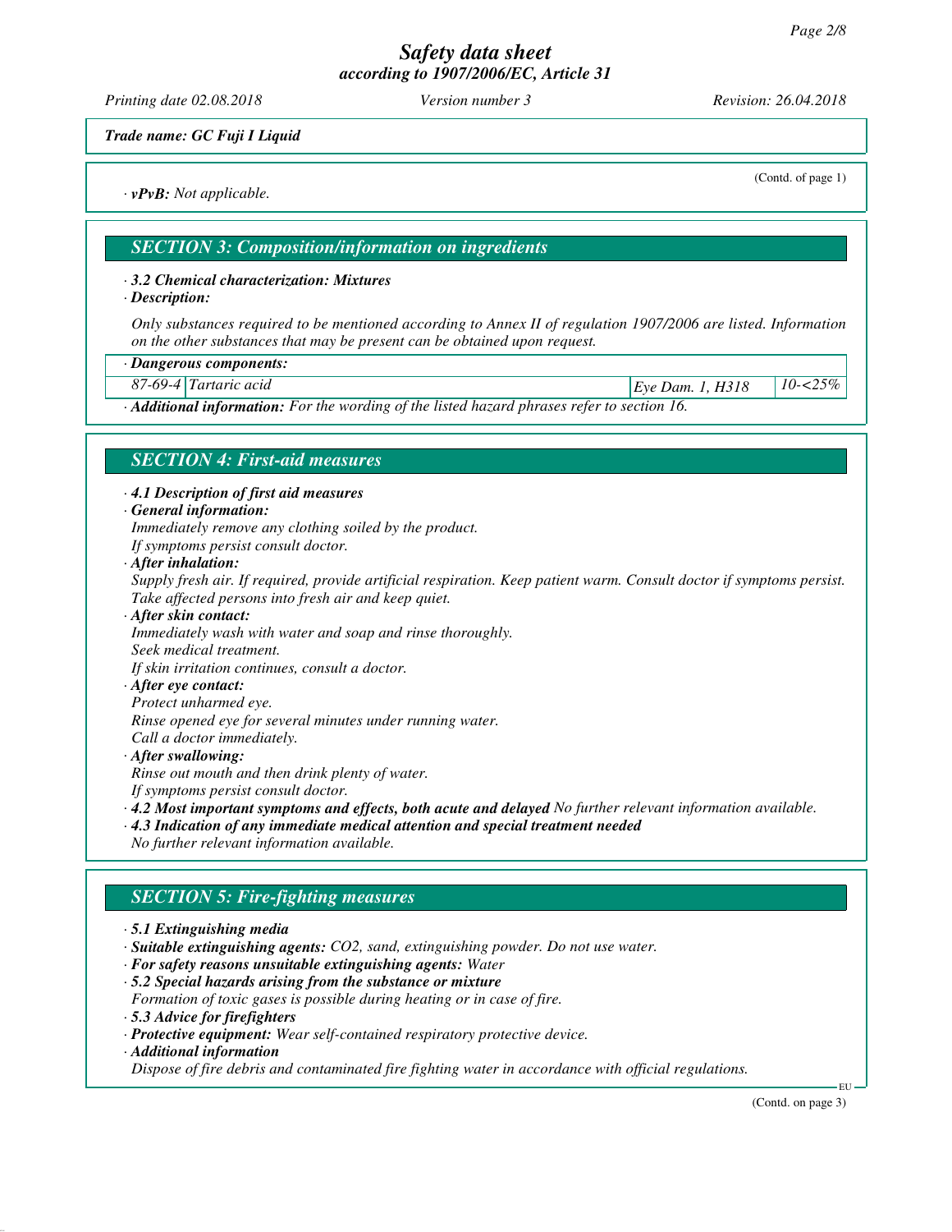Trade name: GC Fuji I Liquid

(Contd. of page 1)

· **vPvB:** Not applicable.

## SECTION 3: Composition/information on ingredients

· **3.2 Chemical characterization: Mixtures**

· **Description:**

Only substances required to be mentioned according to Annex II of regulation 1907/2006 are listed. Information on the other substances that may be present can be obtained upon request.

| · Dangerous components: | | | |
|---|---|---|---|
| 87-69-4 | Tartaric acid | Eye Dam. 1, H318 | 10-<25% |

· **Additional information:** For the wording of the listed hazard phrases refer to section 16.

## SECTION 4: First-aid measures

· **4.1 Description of first aid measures**

· **General information:**

Immediately remove any clothing soiled by the product.
If symptoms persist consult doctor.

· **After inhalation:**

Supply fresh air. If required, provide artificial respiration. Keep patient warm. Consult doctor if symptoms persist.
Take affected persons into fresh air and keep quiet.

· **After skin contact:**

Immediately wash with water and soap and rinse thoroughly.
Seek medical treatment.
If skin irritation continues, consult a doctor.

· **After eye contact:**

Protect unharmed eye.
Rinse opened eye for several minutes under running water.
Call a doctor immediately.

· **After swallowing:**

Rinse out mouth and then drink plenty of water.
If symptoms persist consult doctor.

· **4.2 Most important symptoms and effects, both acute and delayed** No further relevant information available.

· **4.3 Indication of any immediate medical attention and special treatment needed**

No further relevant information available.

## SECTION 5: Fire-fighting measures

· **5.1 Extinguishing media**

· **Suitable extinguishing agents:** $CO_2$, sand, extinguishing powder. Do not use water.

· **For safety reasons unsuitable extinguishing agents:** Water

· **5.2 Special hazards arising from the substance or mixture**

Formation of toxic gases is possible during heating or in case of fire.

· **5.3 Advice for firefighters**

· **Protective equipment:** Wear self-contained respiratory protective device.

· **Additional information**

Dispose of fire debris and contaminated fire fighting water in accordance with official regulations.

(Contd. on page 3)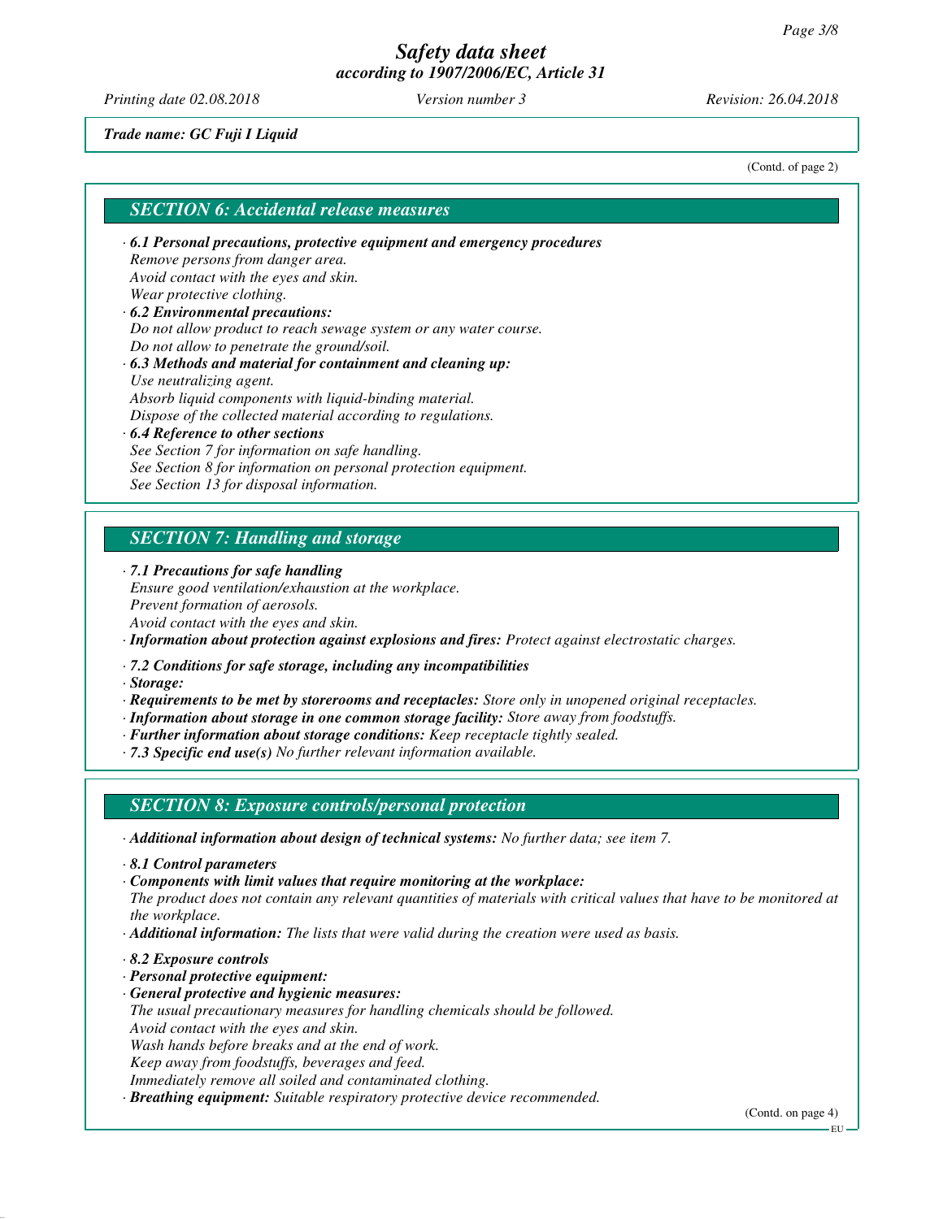*Trade name: GC Fuji I Liquid*

(Contd. of page 2)

## SECTION 6: Accidental release measures

· **6.1 Personal precautions, protective equipment and emergency procedures**
Remove persons from danger area.
Avoid contact with the eyes and skin.
Wear protective clothing.

· **6.2 Environmental precautions:**
Do not allow product to reach sewage system or any water course.
Do not allow to penetrate the ground/soil.

· **6.3 Methods and material for containment and cleaning up:**
Use neutralizing agent.
Absorb liquid components with liquid-binding material.
Dispose of the collected material according to regulations.

· **6.4 Reference to other sections**
See Section 7 for information on safe handling.
See Section 8 for information on personal protection equipment.
See Section 13 for disposal information.

## SECTION 7: Handling and storage

· **7.1 Precautions for safe handling**
Ensure good ventilation/exhaustion at the workplace.
Prevent formation of aerosols.
Avoid contact with the eyes and skin.

· **Information about protection against explosions and fires:** Protect against electrostatic charges.

· **7.2 Conditions for safe storage, including any incompatibilities**

· **Storage:**

· **Requirements to be met by storerooms and receptacles:** Store only in unopened original receptacles.

· **Information about storage in one common storage facility:** Store away from foodstuffs.

· **Further information about storage conditions:** Keep receptacle tightly sealed.

· **7.3 Specific end use(s)** No further relevant information available.

## SECTION 8: Exposure controls/personal protection

· **Additional information about design of technical systems:** No further data; see item 7.

· **8.1 Control parameters**

· **Components with limit values that require monitoring at the workplace:**
The product does not contain any relevant quantities of materials with critical values that have to be monitored at the workplace.

· **Additional information:** The lists that were valid during the creation were used as basis.

· **8.2 Exposure controls**

· **Personal protective equipment:**

· **General protective and hygienic measures:**
The usual precautionary measures for handling chemicals should be followed.
Avoid contact with the eyes and skin.
Wash hands before breaks and at the end of work.
Keep away from foodstuffs, beverages and feed.
Immediately remove all soiled and contaminated clothing.

· **Breathing equipment:** Suitable respiratory protective device recommended.

(Contd. on page 4)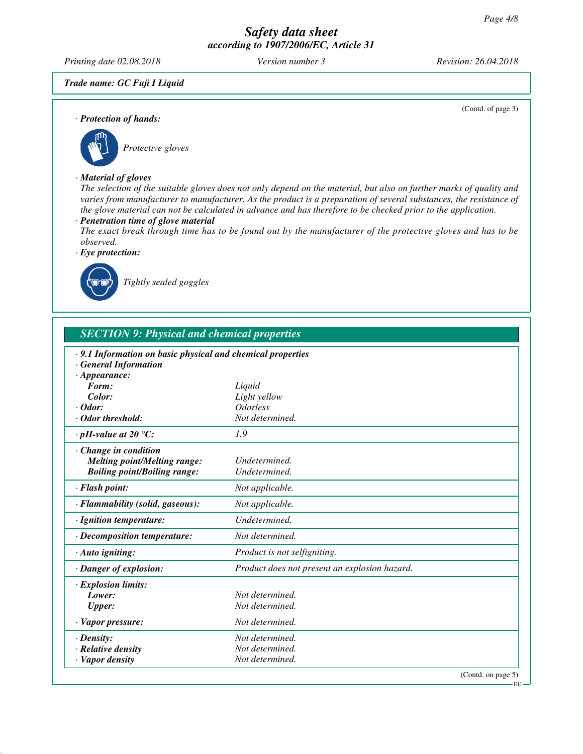Trade name: GC Fuji I Liquid

(Contd. of page 3)

· **Protection of hands:**

Protective gloves

· **Material of gloves**

The selection of the suitable gloves does not only depend on the material, but also on further marks of quality and varies from manufacturer to manufacturer. As the product is a preparation of several substances, the resistance of the glove material can not be calculated in advance and has therefore to be checked prior to the application.

· **Penetration time of glove material**

The exact break through time has to be found out by the manufacturer of the protective gloves and has to be observed.

· **Eye protection:**

Tightly sealed goggles

## SECTION 9: Physical and chemical properties

| · 9.1 Information on basic physical and chemical properties | |
|---|---|
| · General Information | |
| · Appearance: | |
| Form: | Liquid |
| Color: | Light yellow |
| · Odor: | Odorless |
| · Odor threshold: | Not determined. |
| · pH-value at 20 °C: | 1.9 |
| · Change in condition | |
| Melting point/Melting range: | Undetermined. |
| Boiling point/Boiling range: | Undetermined. |
| · Flash point: | Not applicable. |
| · Flammability (solid, gaseous): | Not applicable. |
| · Ignition temperature: | Undetermined. |
| · Decomposition temperature: | Not determined. |
| · Auto igniting: | Product is not selfigniting. |
| · Danger of explosion: | Product does not present an explosion hazard. |
| · Explosion limits: | |
| Lower: | Not determined. |
| Upper: | Not determined. |
| · Vapor pressure: | Not determined. |
| · Density: | Not determined. |
| · Relative density | Not determined. |
| · Vapor density | Not determined. |

(Contd. on page 5)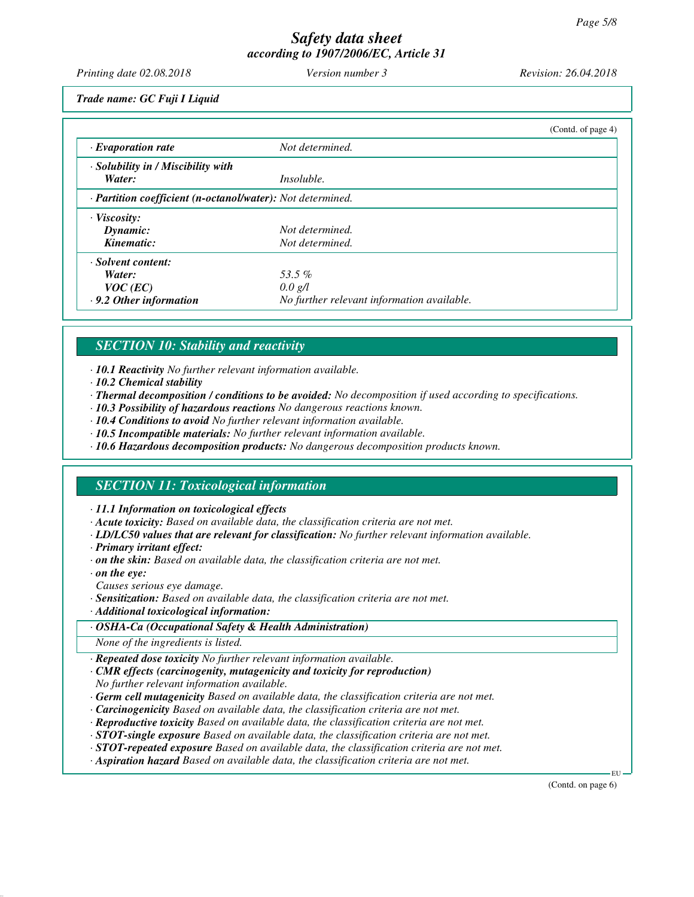*Trade name: GC Fuji I Liquid*

(Contd. of page 4)

| | |
|---|---|
| · **Evaporation rate** | Not determined. |
| · **Solubility in / Miscibility with** | |
| **Water:** | Insoluble. |
| · **Partition coefficient (n-octanol/water):** Not determined. | |
| · **Viscosity:** | |
| **Dynamic:** | Not determined. |
| **Kinematic:** | Not determined. |
| · **Solvent content:** | |
| **Water:** | 53.5 % |
| **VOC (EC)** | 0.0 g/l |
| · **9.2 Other information** | No further relevant information available. |

## SECTION 10: Stability and reactivity

· **10.1 Reactivity** No further relevant information available.
· **10.2 Chemical stability**
· **Thermal decomposition / conditions to be avoided:** No decomposition if used according to specifications.
· **10.3 Possibility of hazardous reactions** No dangerous reactions known.
· **10.4 Conditions to avoid** No further relevant information available.
· **10.5 Incompatible materials:** No further relevant information available.
· **10.6 Hazardous decomposition products:** No dangerous decomposition products known.

## SECTION 11: Toxicological information

· **11.1 Information on toxicological effects**
· **Acute toxicity:** Based on available data, the classification criteria are not met.
· **LD/LC50 values that are relevant for classification:** No further relevant information available.
· **Primary irritant effect:**
· **on the skin:** Based on available data, the classification criteria are not met.
· **on the eye:**
Causes serious eye damage.
· **Sensitization:** Based on available data, the classification criteria are not met.
· **Additional toxicological information:**

· **OSHA-Ca (Occupational Safety & Health Administration)**

None of the ingredients is listed.

· **Repeated dose toxicity** No further relevant information available.
· **CMR effects (carcinogenity, mutagenicity and toxicity for reproduction)**
No further relevant information available.
· **Germ cell mutagenicity** Based on available data, the classification criteria are not met.
· **Carcinogenicity** Based on available data, the classification criteria are not met.
· **Reproductive toxicity** Based on available data, the classification criteria are not met.
· **STOT-single exposure** Based on available data, the classification criteria are not met.
· **STOT-repeated exposure** Based on available data, the classification criteria are not met.
· **Aspiration hazard** Based on available data, the classification criteria are not met.

(Contd. on page 6)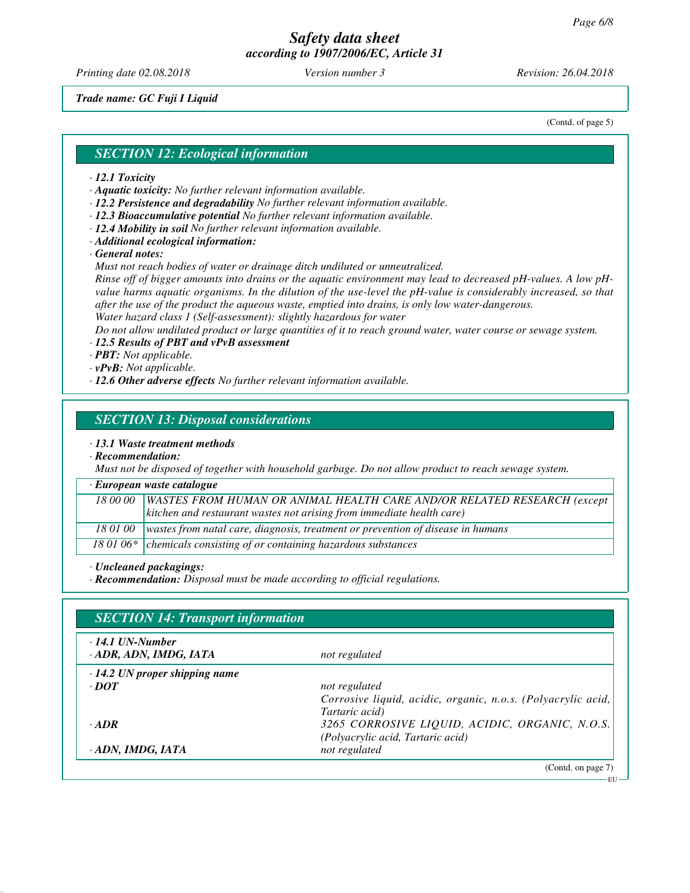Trade name: GC Fuji I Liquid

(Contd. of page 5)

## SECTION 12: Ecological information

- **12.1 Toxicity**
- **Aquatic toxicity:** No further relevant information available.
- **12.2 Persistence and degradability** No further relevant information available.
- **12.3 Bioaccumulative potential** No further relevant information available.
- **12.4 Mobility in soil** No further relevant information available.
- **Additional ecological information:**
- **General notes:**

  Must not reach bodies of water or drainage ditch undiluted or unneutralized.

  Rinse off of bigger amounts into drains or the aquatic environment may lead to decreased pH-values. A low pH-value harms aquatic organisms. In the dilution of the use-level the pH-value is considerably increased, so that after the use of the product the aqueous waste, emptied into drains, is only low water-dangerous.

  Water hazard class 1 (Self-assessment): slightly hazardous for water

  Do not allow undiluted product or large quantities of it to reach ground water, water course or sewage system.
- **12.5 Results of PBT and vPvB assessment**
- **PBT:** Not applicable.
- **vPvB:** Not applicable.
- **12.6 Other adverse effects** No further relevant information available.

## SECTION 13: Disposal considerations

- **13.1 Waste treatment methods**
- **Recommendation:**

  Must not be disposed of together with household garbage. Do not allow product to reach sewage system.

| European waste catalogue | |
|---|---|
| 18 00 00 | WASTES FROM HUMAN OR ANIMAL HEALTH CARE AND/OR RELATED RESEARCH (except kitchen and restaurant wastes not arising from immediate health care) |
| 18 01 00 | wastes from natal care, diagnosis, treatment or prevention of disease in humans |
| 18 01 06* | chemicals consisting of or containing hazardous substances |

- **Uncleaned packagings:**
- **Recommendation:** Disposal must be made according to official regulations.

## SECTION 14: Transport information

| | |
|---|---|
| **14.1 UN-Number** | |
| **ADR, ADN, IMDG, IATA** | not regulated |
| **14.2 UN proper shipping name** | |
| **DOT** | not regulated<br>Corrosive liquid, acidic, organic, n.o.s. (Polyacrylic acid, Tartaric acid) |
| **ADR** | 3265 CORROSIVE LIQUID, ACIDIC, ORGANIC, N.O.S. (Polyacrylic acid, Tartaric acid) |
| **ADN, IMDG, IATA** | not regulated |

(Contd. on page 7)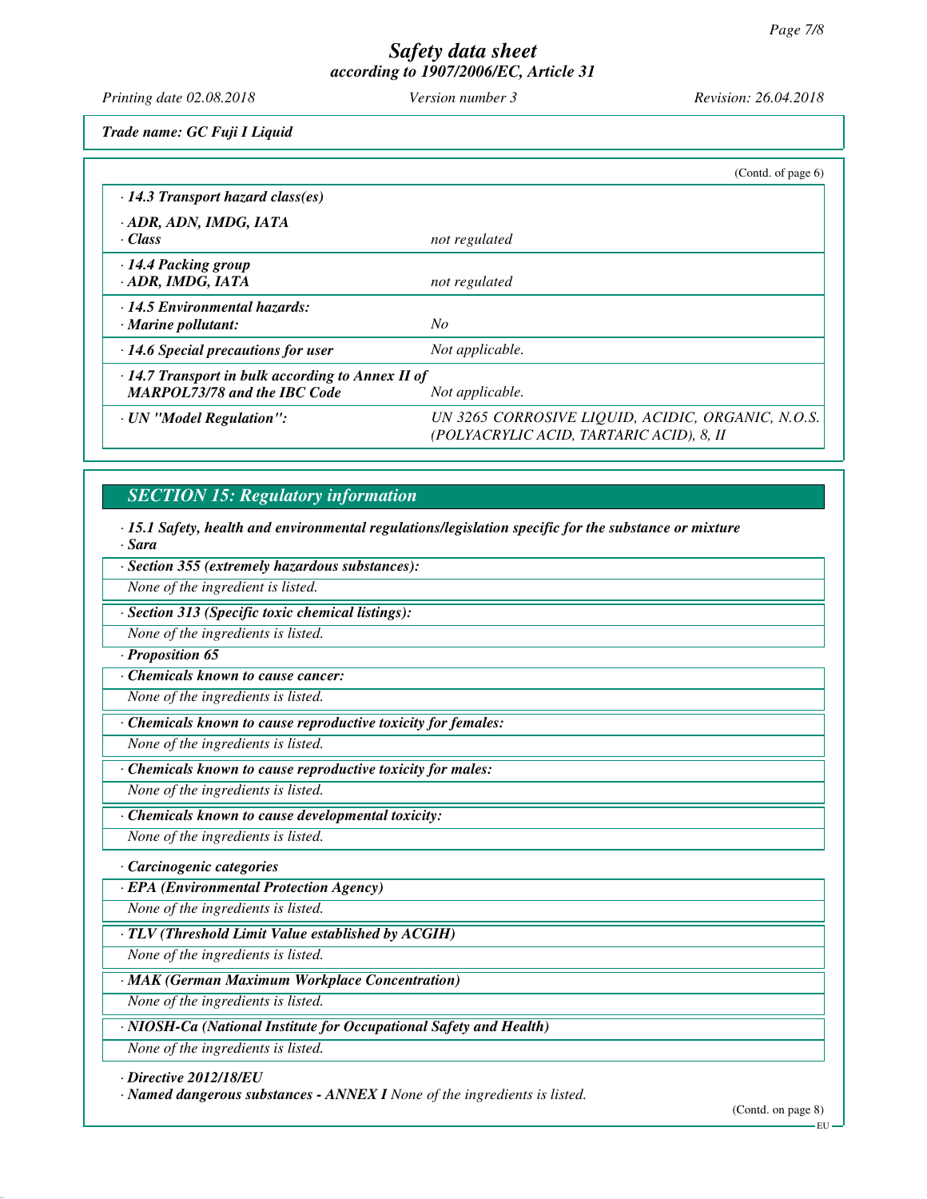*Safety data sheet*
*according to 1907/2006/EC, Article 31*

*Printing date 02.08.2018* *Version number 3* *Revision: 26.04.2018*

***Trade name: GC Fuji I Liquid***

(Contd. of page 6)

| | |
|---|---|
| ***· 14.3 Transport hazard class(es)*** | |
| ***· ADR, ADN, IMDG, IATA*** | |
| ***· Class*** | *not regulated* |
| ***· 14.4 Packing group*** | |
| ***· ADR, IMDG, IATA*** | *not regulated* |
| ***· 14.5 Environmental hazards:*** | |
| ***· Marine pollutant:*** | *No* |
| ***· 14.6 Special precautions for user*** | *Not applicable.* |
| ***· 14.7 Transport in bulk according to Annex II of MARPOL73/78 and the IBC Code*** | *Not applicable.* |
| ***· UN "Model Regulation":*** | *UN 3265 CORROSIVE LIQUID, ACIDIC, ORGANIC, N.O.S. (POLYACRYLIC ACID, TARTARIC ACID), 8, II* |

## *SECTION 15: Regulatory information*

***· 15.1 Safety, health and environmental regulations/legislation specific for the substance or mixture***
***· Sara***

***· Section 355 (extremely hazardous substances):***

*None of the ingredient is listed.*

***· Section 313 (Specific toxic chemical listings):***

*None of the ingredients is listed.*

***· Proposition 65***

***· Chemicals known to cause cancer:***

*None of the ingredients is listed.*

***· Chemicals known to cause reproductive toxicity for females:***

*None of the ingredients is listed.*

***· Chemicals known to cause reproductive toxicity for males:***

*None of the ingredients is listed.*

***· Chemicals known to cause developmental toxicity:***

*None of the ingredients is listed.*

***· Carcinogenic categories***

***· EPA (Environmental Protection Agency)***

*None of the ingredients is listed.*

***· TLV (Threshold Limit Value established by ACGIH)***

*None of the ingredients is listed.*

***· MAK (German Maximum Workplace Concentration)***

*None of the ingredients is listed.*

***· NIOSH-Ca (National Institute for Occupational Safety and Health)***

*None of the ingredients is listed.*

***· Directive 2012/18/EU***
***· Named dangerous substances - ANNEX I*** *None of the ingredients is listed.*

(Contd. on page 8)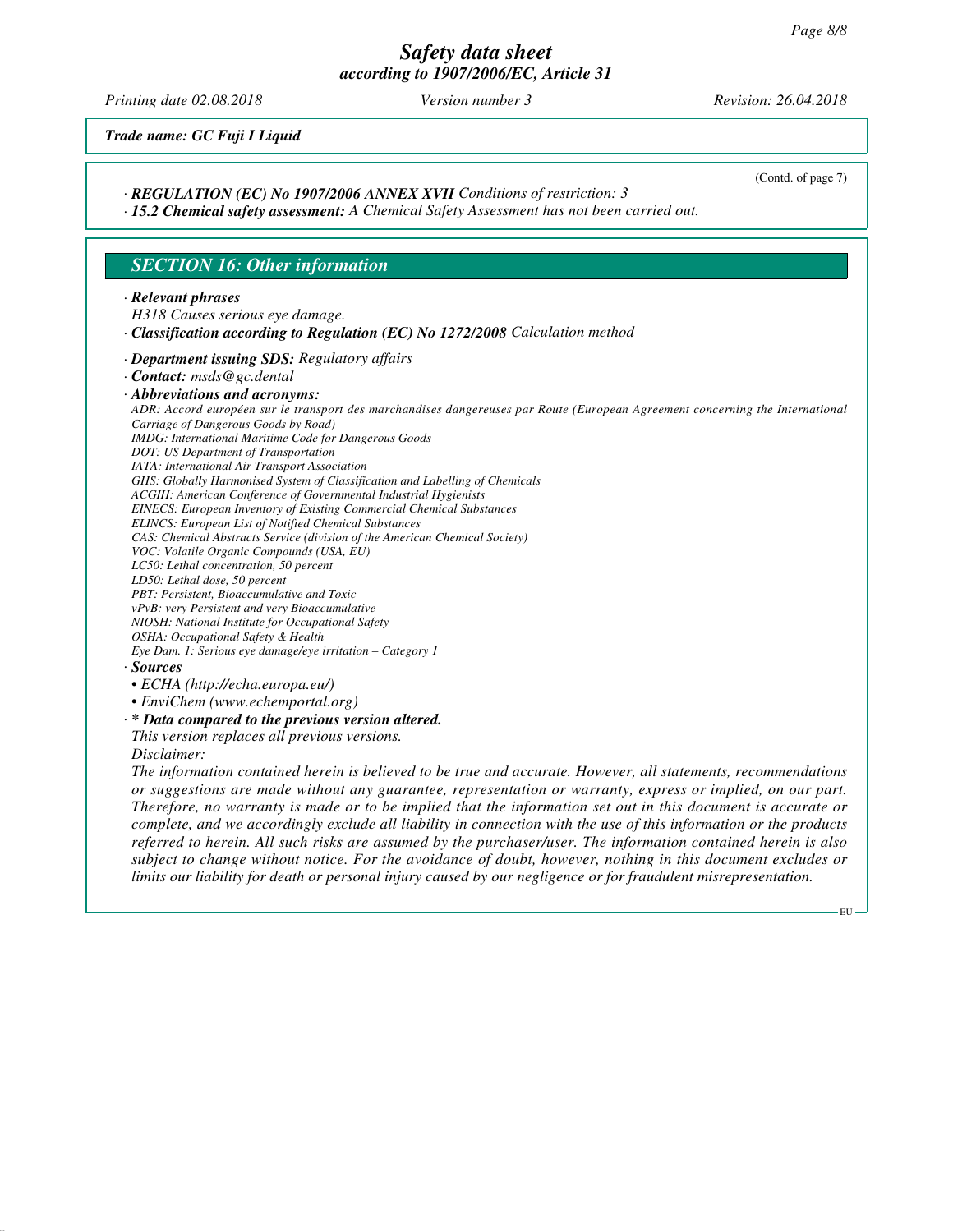(Contd. of page 7)

· **REGULATION (EC) No 1907/2006 ANNEX XVII** Conditions of restriction: 3

· **15.2 Chemical safety assessment:** A Chemical Safety Assessment has not been carried out.

## SECTION 16: Other information

· **Relevant phrases**

H318 Causes serious eye damage.

· **Classification according to Regulation (EC) No 1272/2008** Calculation method

· **Department issuing SDS:** Regulatory affairs

· **Contact:** msds@gc.dental

· **Abbreviations and acronyms:**

ADR: Accord européen sur le transport des marchandises dangereuses par Route (European Agreement concerning the International Carriage of Dangerous Goods by Road)
IMDG: International Maritime Code for Dangerous Goods
DOT: US Department of Transportation
IATA: International Air Transport Association
GHS: Globally Harmonised System of Classification and Labelling of Chemicals
ACGIH: American Conference of Governmental Industrial Hygienists
EINECS: European Inventory of Existing Commercial Chemical Substances
ELINCS: European List of Notified Chemical Substances
CAS: Chemical Abstracts Service (division of the American Chemical Society)
VOC: Volatile Organic Compounds (USA, EU)
LC50: Lethal concentration, 50 percent
LD50: Lethal dose, 50 percent
PBT: Persistent, Bioaccumulative and Toxic
vPvB: very Persistent and very Bioaccumulative
NIOSH: National Institute for Occupational Safety
OSHA: Occupational Safety & Health
Eye Dam. 1: Serious eye damage/eye irritation – Category 1

· **Sources**

- ECHA (http://echa.europa.eu/)
- EnviChem (www.echemportal.org)

· **\* Data compared to the previous version altered.**

This version replaces all previous versions.

Disclaimer:

The information contained herein is believed to be true and accurate. However, all statements, recommendations or suggestions are made without any guarantee, representation or warranty, express or implied, on our part. Therefore, no warranty is made or to be implied that the information set out in this document is accurate or complete, and we accordingly exclude all liability in connection with the use of this information or the products referred to herein. All such risks are assumed by the purchaser/user. The information contained herein is also subject to change without notice. For the avoidance of doubt, however, nothing in this document excludes or limits our liability for death or personal injury caused by our negligence or for fraudulent misrepresentation.

EU